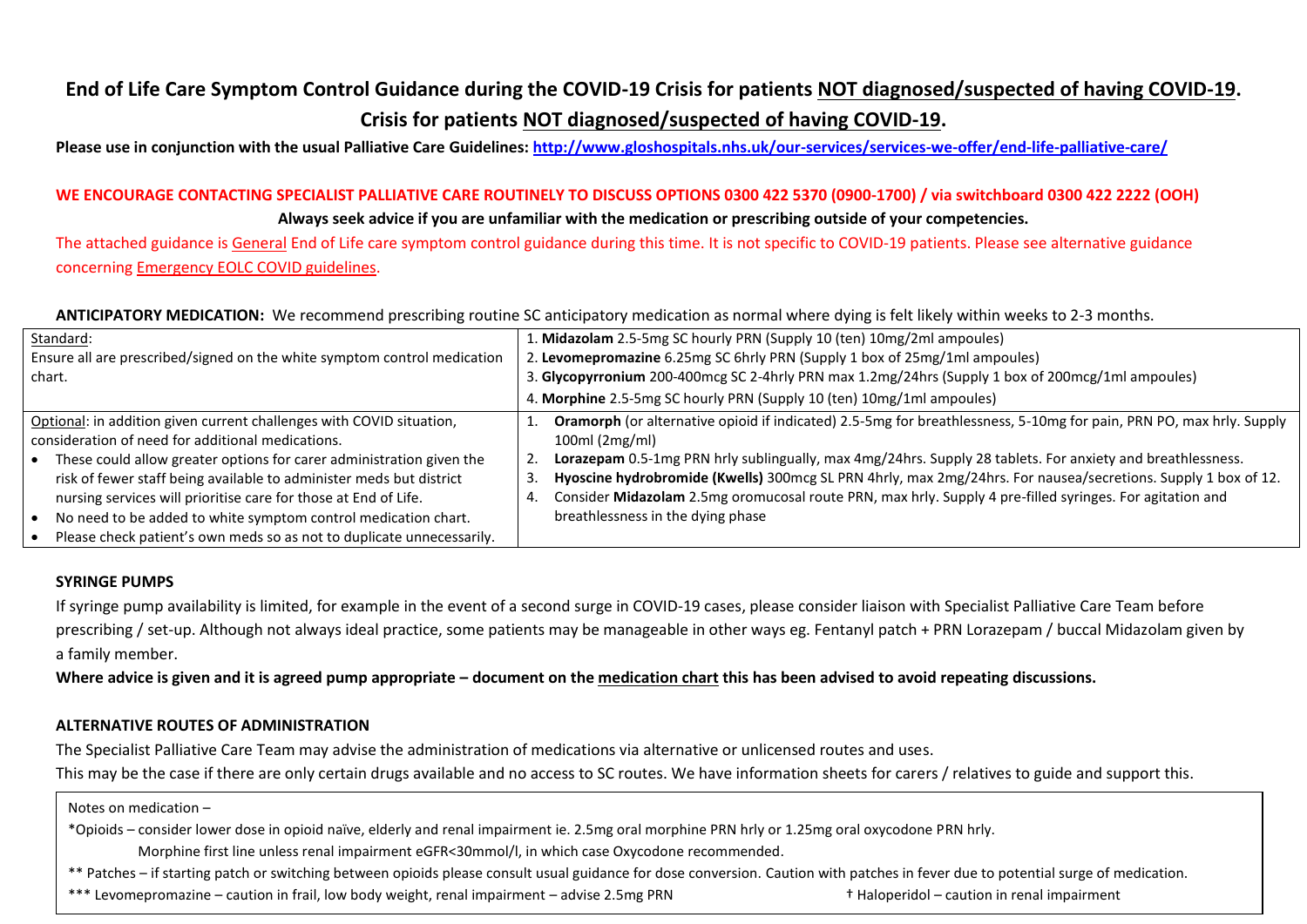# End of Life Care Symptom Control Guidance during the COVID-19 Crisis for patients NOT diagnosed/suspected of having COVID-19. Crisis for patients NOT diagnosed/suspected of having COVID-19.

**Please use in conjunction with the usual Palliative Care Guidelines: http://www.gloshospitals.nhs.uk/our-services/services-we-offer/end-life-palliative-care/**

**WE ENCOURAGE CONTACTING SPECIALIST PALLIATIVE CARE ROUTINELY TO DISCUSS OPTIONS 0300 422 5370 (0900-1700) / via switchboard 0300 422 2222 (OOH)**

**Always seek advice if you are unfamiliar with the medication or prescribing outside of your competencies.**

The attached guidance is General End of Life care symptom control guidance during this time. It is not specific to COVID-19 patients. Please see alternative guidance concerning Emergency EOLC COVID guidelines.

**ANTICIPATORY MEDICATION:** We recommend prescribing routine SC anticipatory medication as normal where dying is felt likely within weeks to 2-3 months.

| | |
|---|---|
| Standard:<br>Ensure all are prescribed/signed on the white symptom control medication chart. | 1. **Midazolam** 2.5-5mg SC hourly PRN (Supply 10 (ten) 10mg/2ml ampoules)<br>2. **Levomepromazine** 6.25mg SC 6hrly PRN (Supply 1 box of 25mg/1ml ampoules)<br>3. **Glycopyrronium** 200-400mcg SC 2-4hrly PRN max 1.2mg/24hrs (Supply 1 box of 200mcg/1ml ampoules)<br>4. **Morphine** 2.5-5mg SC hourly PRN (Supply 10 (ten) 10mg/1ml ampoules) |
| Optional: in addition given current challenges with COVID situation, consideration of need for additional medications.<br>• These could allow greater options for carer administration given the risk of fewer staff being available to administer meds but district nursing services will prioritise care for those at End of Life.<br>• No need to be added to white symptom control medication chart.<br>• Please check patient's own meds so as not to duplicate unnecessarily. | 1. **Oramorph** (or alternative opioid if indicated) 2.5-5mg for breathlessness, 5-10mg for pain, PRN PO, max hrly. Supply 100ml (2mg/ml)<br>2. **Lorazepam** 0.5-1mg PRN hrly sublingually, max 4mg/24hrs. Supply 28 tablets. For anxiety and breathlessness.<br>3. **Hyoscine hydrobromide (Kwells)** 300mcg SL PRN 4hrly, max 2mg/24hrs. For nausea/secretions. Supply 1 box of 12.<br>4. Consider **Midazolam** 2.5mg oromucosal route PRN, max hrly. Supply 4 pre-filled syringes. For agitation and breathlessness in the dying phase |

## SYRINGE PUMPS

If syringe pump availability is limited, for example in the event of a second surge in COVID-19 cases, please consider liaison with Specialist Palliative Care Team before prescribing / set-up. Although not always ideal practice, some patients may be manageable in other ways eg. Fentanyl patch + PRN Lorazepam / buccal Midazolam given by a family member.

**Where advice is given and it is agreed pump appropriate – document on the medication chart this has been advised to avoid repeating discussions.**

## ALTERNATIVE ROUTES OF ADMINISTRATION

The Specialist Palliative Care Team may advise the administration of medications via alternative or unlicensed routes and uses.

This may be the case if there are only certain drugs available and no access to SC routes. We have information sheets for carers / relatives to guide and support this.

Notes on medication –

*Opioids – consider lower dose in opioid naïve, elderly and renal impairment ie. 2.5mg oral morphine PRN hrly or 1.25mg oral oxycodone PRN hrly.

Morphine first line unless renal impairment eGFR<30mmol/l, in which case Oxycodone recommended.

** Patches – if starting patch or switching between opioids please consult usual guidance for dose conversion. Caution with patches in fever due to potential surge of medication.

*** Levomepromazine – caution in frail, low body weight, renal impairment – advise 2.5mg PRN

† Haloperidol – caution in renal impairment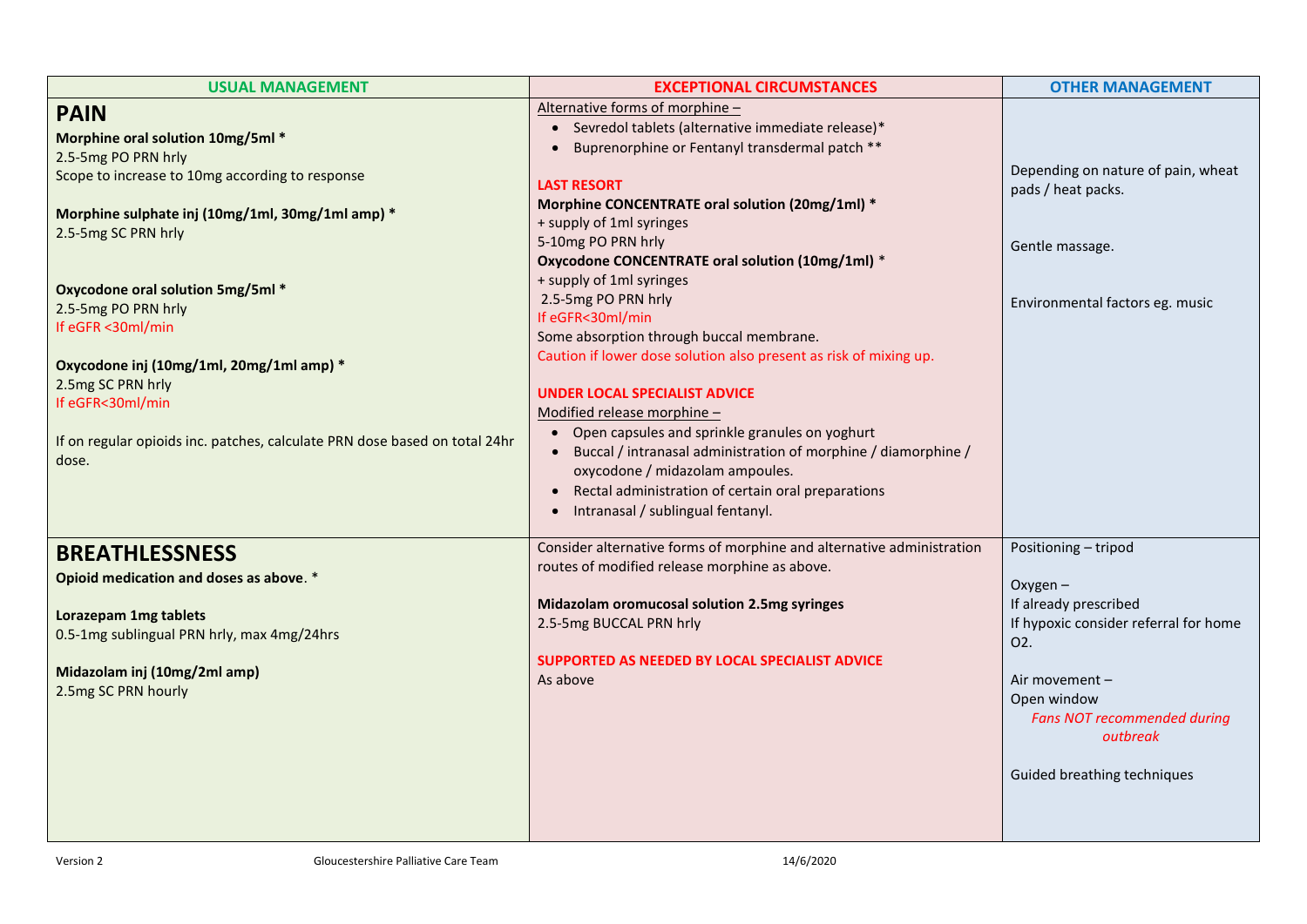| USUAL MANAGEMENT | EXCEPTIONAL CIRCUMSTANCES | OTHER MANAGEMENT |
|---|---|---|
| **PAIN**<br><br>**Morphine oral solution 10mg/5ml ***<br>2.5-5mg PO PRN hrly<br>Scope to increase to 10mg according to response<br><br>**Morphine sulphate inj (10mg/1ml, 30mg/1ml amp) ***<br>2.5-5mg SC PRN hrly<br><br>**Oxycodone oral solution 5mg/5ml ***<br>2.5-5mg PO PRN hrly<br>If eGFR <30ml/min<br><br>**Oxycodone inj (10mg/1ml, 20mg/1ml amp) ***<br>2.5mg SC PRN hrly<br>If eGFR<30ml/min<br><br>If on regular opioids inc. patches, calculate PRN dose based on total 24hr dose. | Alternative forms of morphine –<br>• Sevredol tablets (alternative immediate release)*<br>• Buprenorphine or Fentanyl transdermal patch **<br><br>**LAST RESORT**<br>**Morphine CONCENTRATE oral solution (20mg/1ml) ***<br>+ supply of 1ml syringes<br>5-10mg PO PRN hrly<br>**Oxycodone CONCENTRATE oral solution (10mg/1ml)** *<br>+ supply of 1ml syringes<br>2.5-5mg PO PRN hrly<br>If eGFR<30ml/min<br>Some absorption through buccal membrane.<br>Caution if lower dose solution also present as risk of mixing up.<br><br>**UNDER LOCAL SPECIALIST ADVICE**<br>Modified release morphine –<br>• Open capsules and sprinkle granules on yoghurt<br>• Buccal / intranasal administration of morphine / diamorphine / oxycodone / midazolam ampoules.<br>• Rectal administration of certain oral preparations<br>• Intranasal / sublingual fentanyl. | Depending on nature of pain, wheat pads / heat packs.<br><br>Gentle massage.<br><br>Environmental factors eg. music |
| **BREATHLESSNESS**<br><br>**Opioid medication and doses as above**. *<br><br>**Lorazepam 1mg tablets**<br>0.5-1mg sublingual PRN hrly, max 4mg/24hrs<br><br>**Midazolam inj (10mg/2ml amp)**<br>2.5mg SC PRN hourly | Consider alternative forms of morphine and alternative administration routes of modified release morphine as above.<br><br>**Midazolam oromucosal solution 2.5mg syringes**<br>2.5-5mg BUCCAL PRN hrly<br><br>**SUPPORTED AS NEEDED BY LOCAL SPECIALIST ADVICE**<br>As above | Positioning – tripod<br><br>Oxygen –<br>If already prescribed<br>If hypoxic consider referral for home O2.<br><br>Air movement –<br>Open window<br>*Fans NOT recommended during outbreak*<br><br>Guided breathing techniques |

Version 2 Gloucestershire Palliative Care Team 14/6/2020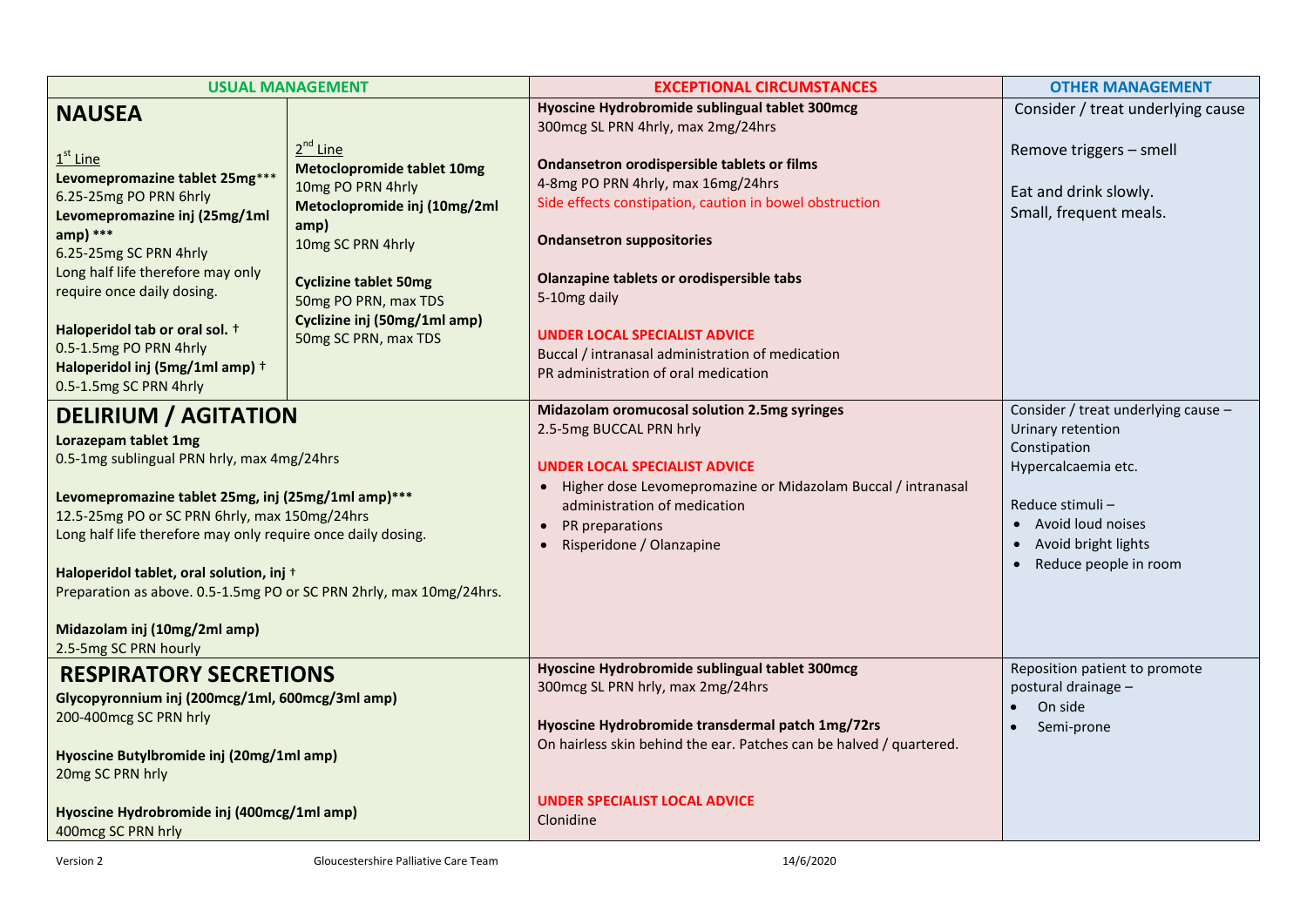| USUAL MANAGEMENT | | EXCEPTIONAL CIRCUMSTANCES | OTHER MANAGEMENT |
|---|---|---|---|
| **NAUSEA**<br><br>1st Line<br>**Levomepromazine tablet 25mg*****<br>6.25-25mg PO PRN 6hrly<br>**Levomepromazine inj (25mg/1ml amp) *****<br>6.25-25mg SC PRN 4hrly<br>Long half life therefore may only require once daily dosing.<br><br>**Haloperidol tab or oral sol. †**<br>0.5-1.5mg PO PRN 4hrly<br>**Haloperidol inj (5mg/1ml amp) †**<br>0.5-1.5mg SC PRN 4hrly | 2nd Line<br>**Metoclopromide tablet 10mg**<br>10mg PO PRN 4hrly<br>**Metoclopromide inj (10mg/2ml amp)**<br>10mg SC PRN 4hrly<br><br>**Cyclizine tablet 50mg**<br>50mg PO PRN, max TDS<br>**Cyclizine inj (50mg/1ml amp)**<br>50mg SC PRN, max TDS | **Hyoscine Hydrobromide sublingual tablet 300mcg**<br>300mcg SL PRN 4hrly, max 2mg/24hrs<br><br>**Ondansetron orodispersible tablets or films**<br>4-8mg PO PRN 4hrly, max 16mg/24hrs<br>Side effects constipation, caution in bowel obstruction<br><br>**Ondansetron suppositories**<br><br>**Olanzapine tablets or orodispersible tabs**<br>5-10mg daily<br><br>**UNDER LOCAL SPECIALIST ADVICE**<br>Buccal / intranasal administration of medication<br>PR administration of oral medication | Consider / treat underlying cause<br><br>Remove triggers – smell<br><br>Eat and drink slowly.<br>Small, frequent meals. |
| **DELIRIUM / AGITATION**<br>**Lorazepam tablet 1mg**<br>0.5-1mg sublingual PRN hrly, max 4mg/24hrs<br><br>**Levomepromazine tablet 25mg, inj (25mg/1ml amp)*****<br>12.5-25mg PO or SC PRN 6hrly, max 150mg/24hrs<br>Long half life therefore may only require once daily dosing.<br><br>**Haloperidol tablet, oral solution, inj †**<br>Preparation as above. 0.5-1.5mg PO or SC PRN 2hrly, max 10mg/24hrs.<br><br>**Midazolam inj (10mg/2ml amp)**<br>2.5-5mg SC PRN hourly | | **Midazolam oromucosal solution 2.5mg syringes**<br>2.5-5mg BUCCAL PRN hrly<br><br>**UNDER LOCAL SPECIALIST ADVICE**<br>• Higher dose Levomepromazine or Midazolam Buccal / intranasal administration of medication<br>• PR preparations<br>• Risperidone / Olanzapine | Consider / treat underlying cause –<br>Urinary retention<br>Constipation<br>Hypercalcaemia etc.<br><br>Reduce stimuli –<br>• Avoid loud noises<br>• Avoid bright lights<br>• Reduce people in room |
| **RESPIRATORY SECRETIONS**<br>**Glycopyrronium inj (200mcg/1ml, 600mcg/3ml amp)**<br>200-400mcg SC PRN hrly<br><br>**Hyoscine Butylbromide inj (20mg/1ml amp)**<br>20mg SC PRN hrly<br><br>**Hyoscine Hydrobromide inj (400mcg/1ml amp)**<br>400mcg SC PRN hrly | | **Hyoscine Hydrobromide sublingual tablet 300mcg**<br>300mcg SL PRN hrly, max 2mg/24hrs<br><br>**Hyoscine Hydrobromide transdermal patch 1mg/72rs**<br>On hairless skin behind the ear. Patches can be halved / quartered.<br><br>**UNDER SPECIALIST LOCAL ADVICE**<br>Clonidine | Reposition patient to promote postural drainage –<br>• On side<br>• Semi-prone |

Version 2 Gloucestershire Palliative Care Team 14/6/2020